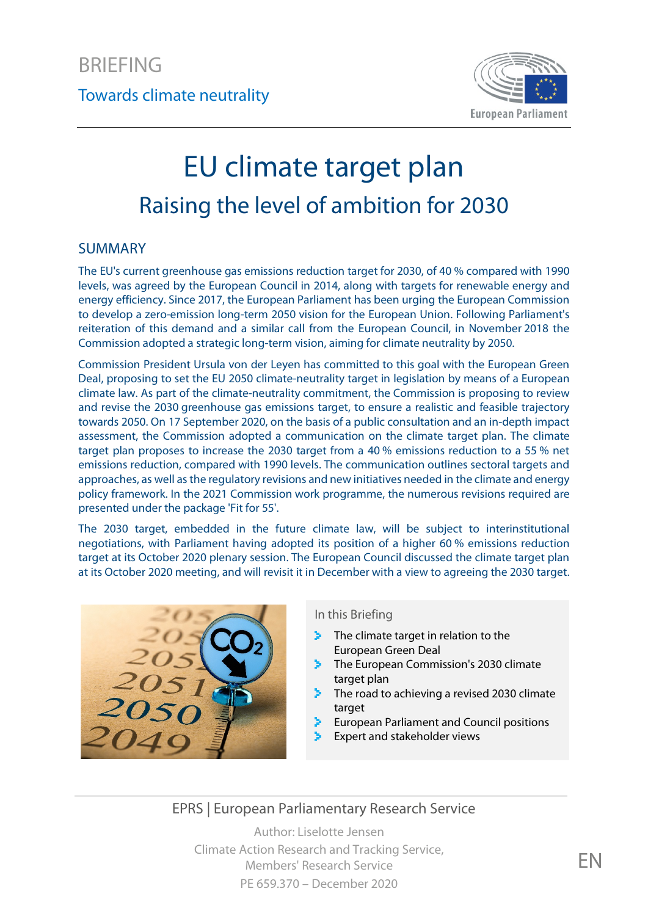BRIEFING

Towards climate neutrality

# EU climate target plan

## Raising the level of ambition for 2030

### SUMMARY

The EU's current greenhouse gas emissions reduction target for 2030, of 40 % compared with 1990 levels, was agreed by the European Council in 2014, along with targets for renewable energy and energy efficiency. Since 2017, the European Parliament has been urging the European Commission to develop a zero-emission long-term 2050 vision for the European Union. Following Parliament's reiteration of this demand and a similar call from the European Council, in November 2018 the Commission adopted a strategic long-term vision, aiming for climate neutrality by 2050.

Commission President Ursula von der Leyen has committed to this goal with the European Green Deal, proposing to set the EU 2050 climate-neutrality target in legislation by means of a European climate law. As part of the climate-neutrality commitment, the Commission is proposing to review and revise the 2030 greenhouse gas emissions target, to ensure a realistic and feasible trajectory towards 2050. On 17 September 2020, on the basis of a public consultation and an in-depth impact assessment, the Commission adopted a communication on the climate target plan. The climate target plan proposes to increase the 2030 target from a 40 % emissions reduction to a 55 % net emissions reduction, compared with 1990 levels. The communication outlines sectoral targets and approaches, as well as the regulatory revisions and new initiatives needed in the climate and energy policy framework. In the 2021 Commission work programme, the numerous revisions required are presented under the package 'Fit for 55'.

The 2030 target, embedded in the future climate law, will be subject to interinstitutional negotiations, with Parliament having adopted its position of a higher 60 % emissions reduction target at its October 2020 plenary session. The European Council discussed the climate target plan at its October 2020 meeting, and will revisit it in December with a view to agreeing the 2030 target.

**In this Briefing**

- The climate target in relation to the European Green Deal
- The European Commission's 2030 climate target plan
- The road to achieving a revised 2030 climate target
- European Parliament and Council positions
- Expert and stakeholder views

EPRS | European Parliamentary Research Service

Author: Liselotte Jensen
Climate Action Research and Tracking Service,
Members' Research Service
PE 659.370 – December 2020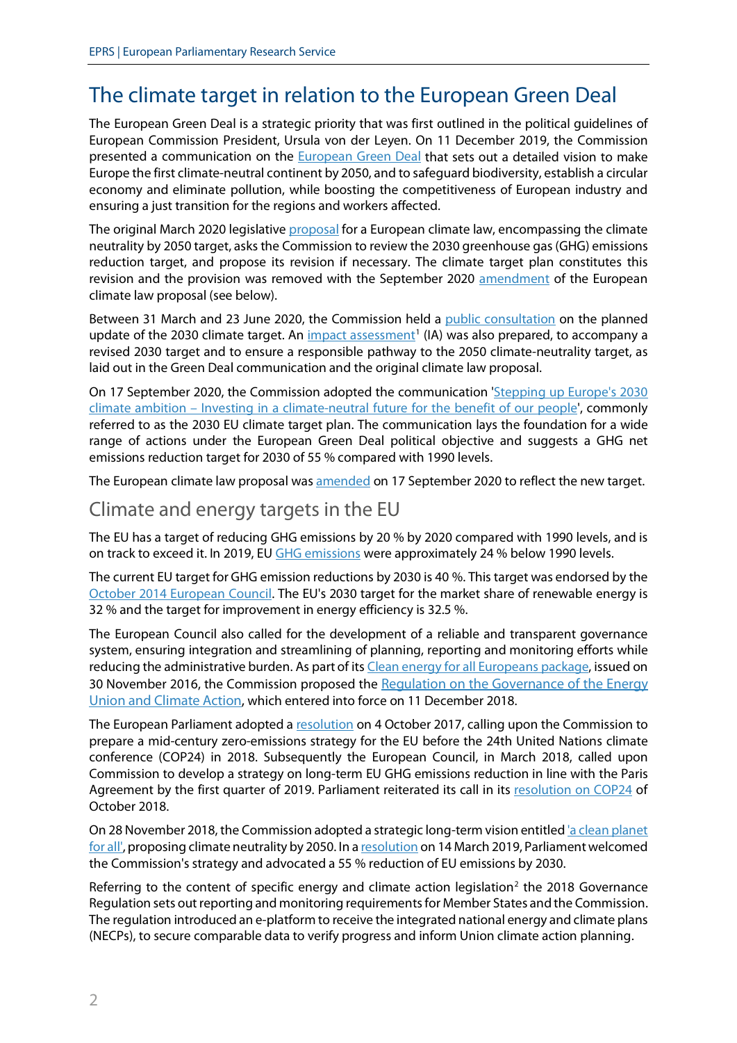# The climate target in relation to the European Green Deal

The European Green Deal is a strategic priority that was first outlined in the political guidelines of European Commission President, Ursula von der Leyen. On 11 December 2019, the Commission presented a communication on the European Green Deal that sets out a detailed vision to make Europe the first climate-neutral continent by 2050, and to safeguard biodiversity, establish a circular economy and eliminate pollution, while boosting the competitiveness of European industry and ensuring a just transition for the regions and workers affected.

The original March 2020 legislative proposal for a European climate law, encompassing the climate neutrality by 2050 target, asks the Commission to review the 2030 greenhouse gas (GHG) emissions reduction target, and propose its revision if necessary. The climate target plan constitutes this revision and the provision was removed with the September 2020 amendment of the European climate law proposal (see below).

Between 31 March and 23 June 2020, the Commission held a public consultation on the planned update of the 2030 climate target. An impact assessment[1] (IA) was also prepared, to accompany a revised 2030 target and to ensure a responsible pathway to the 2050 climate-neutrality target, as laid out in the Green Deal communication and the original climate law proposal.

On 17 September 2020, the Commission adopted the communication 'Stepping up Europe's 2030 climate ambition – Investing in a climate-neutral future for the benefit of our people', commonly referred to as the 2030 EU climate target plan. The communication lays the foundation for a wide range of actions under the European Green Deal political objective and suggests a GHG net emissions reduction target for 2030 of 55 % compared with 1990 levels.

The European climate law proposal was amended on 17 September 2020 to reflect the new target.

## Climate and energy targets in the EU

The EU has a target of reducing GHG emissions by 20 % by 2020 compared with 1990 levels, and is on track to exceed it. In 2019, EU GHG emissions were approximately 24 % below 1990 levels.

The current EU target for GHG emission reductions by 2030 is 40 %. This target was endorsed by the October 2014 European Council. The EU's 2030 target for the market share of renewable energy is 32 % and the target for improvement in energy efficiency is 32.5 %.

The European Council also called for the development of a reliable and transparent governance system, ensuring integration and streamlining of planning, reporting and monitoring efforts while reducing the administrative burden. As part of its Clean energy for all Europeans package, issued on 30 November 2016, the Commission proposed the Regulation on the Governance of the Energy Union and Climate Action, which entered into force on 11 December 2018.

The European Parliament adopted a resolution on 4 October 2017, calling upon the Commission to prepare a mid-century zero-emissions strategy for the EU before the 24th United Nations climate conference (COP24) in 2018. Subsequently the European Council, in March 2018, called upon Commission to develop a strategy on long-term EU GHG emissions reduction in line with the Paris Agreement by the first quarter of 2019. Parliament reiterated its call in its resolution on COP24 of October 2018.

On 28 November 2018, the Commission adopted a strategic long-term vision entitled 'a clean planet for all', proposing climate neutrality by 2050. In a resolution on 14 March 2019, Parliament welcomed the Commission's strategy and advocated a 55 % reduction of EU emissions by 2030.

Referring to the content of specific energy and climate action legislation[2] the 2018 Governance Regulation sets out reporting and monitoring requirements for Member States and the Commission. The regulation introduced an e-platform to receive the integrated national energy and climate plans (NECPs), to secure comparable data to verify progress and inform Union climate action planning.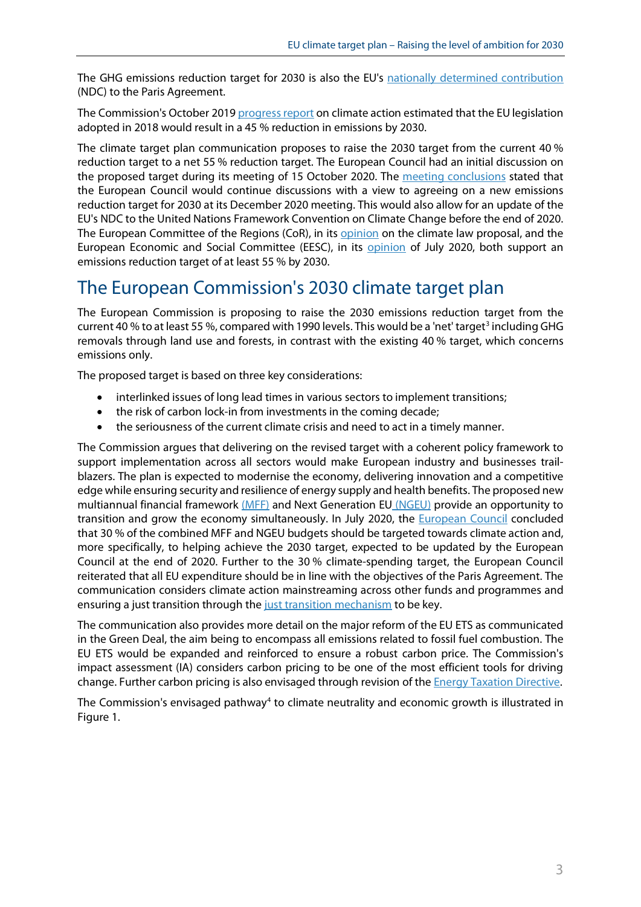The GHG emissions reduction target for 2030 is also the EU's nationally determined contribution (NDC) to the Paris Agreement.

The Commission's October 2019 progress report on climate action estimated that the EU legislation adopted in 2018 would result in a 45 % reduction in emissions by 2030.

The climate target plan communication proposes to raise the 2030 target from the current 40 % reduction target to a net 55 % reduction target. The European Council had an initial discussion on the proposed target during its meeting of 15 October 2020. The meeting conclusions stated that the European Council would continue discussions with a view to agreeing on a new emissions reduction target for 2030 at its December 2020 meeting. This would also allow for an update of the EU's NDC to the United Nations Framework Convention on Climate Change before the end of 2020. The European Committee of the Regions (CoR), in its opinion on the climate law proposal, and the European Economic and Social Committee (EESC), in its opinion of July 2020, both support an emissions reduction target of at least 55 % by 2030.

## The European Commission's 2030 climate target plan

The European Commission is proposing to raise the 2030 emissions reduction target from the current 40 % to at least 55 %, compared with 1990 levels. This would be a 'net' target[3] including GHG removals through land use and forests, in contrast with the existing 40 % target, which concerns emissions only.

The proposed target is based on three key considerations:

- interlinked issues of long lead times in various sectors to implement transitions;
- the risk of carbon lock-in from investments in the coming decade;
- the seriousness of the current climate crisis and need to act in a timely manner.

The Commission argues that delivering on the revised target with a coherent policy framework to support implementation across all sectors would make European industry and businesses trail-blazers. The plan is expected to modernise the economy, delivering innovation and a competitive edge while ensuring security and resilience of energy supply and health benefits. The proposed new multiannual financial framework (MFF) and Next Generation EU (NGEU) provide an opportunity to transition and grow the economy simultaneously. In July 2020, the European Council concluded that 30 % of the combined MFF and NGEU budgets should be targeted towards climate action and, more specifically, to helping achieve the 2030 target, expected to be updated by the European Council at the end of 2020. Further to the 30 % climate-spending target, the European Council reiterated that all EU expenditure should be in line with the objectives of the Paris Agreement. The communication considers climate action mainstreaming across other funds and programmes and ensuring a just transition through the just transition mechanism to be key.

The communication also provides more detail on the major reform of the EU ETS as communicated in the Green Deal, the aim being to encompass all emissions related to fossil fuel combustion. The EU ETS would be expanded and reinforced to ensure a robust carbon price. The Commission's impact assessment (IA) considers carbon pricing to be one of the most efficient tools for driving change. Further carbon pricing is also envisaged through revision of the Energy Taxation Directive.

The Commission's envisaged pathway[4] to climate neutrality and economic growth is illustrated in Figure 1.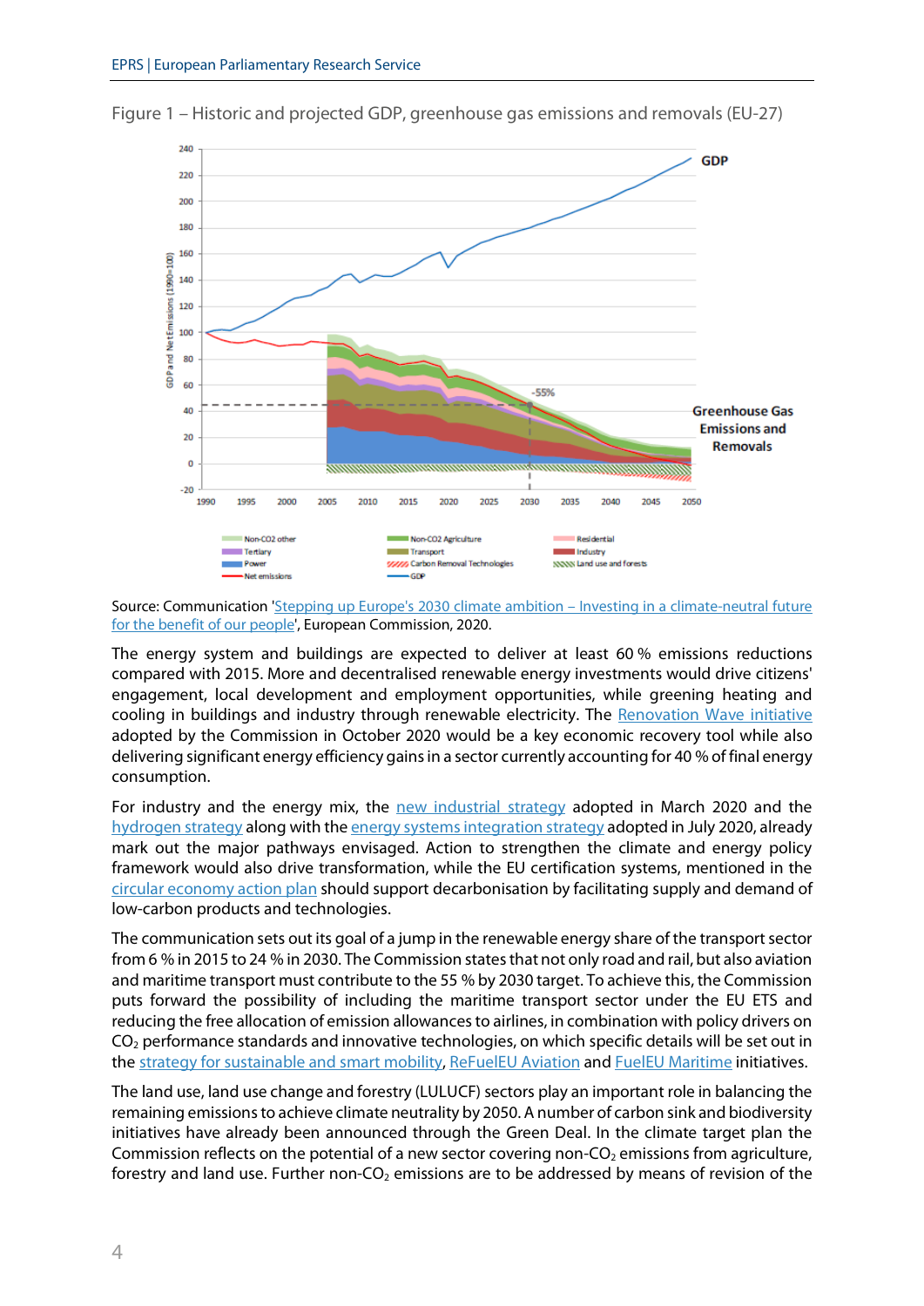Figure 1 – Historic and projected GDP, greenhouse gas emissions and removals (EU-27)

Source: Communication 'Stepping up Europe's 2030 climate ambition – Investing in a climate-neutral future for the benefit of our people', European Commission, 2020.

The energy system and buildings are expected to deliver at least 60 % emissions reductions compared with 2015. More and decentralised renewable energy investments would drive citizens' engagement, local development and employment opportunities, while greening heating and cooling in buildings and industry through renewable electricity. The Renovation Wave initiative adopted by the Commission in October 2020 would be a key economic recovery tool while also delivering significant energy efficiency gains in a sector currently accounting for 40 % of final energy consumption.

For industry and the energy mix, the new industrial strategy adopted in March 2020 and the hydrogen strategy along with the energy systems integration strategy adopted in July 2020, already mark out the major pathways envisaged. Action to strengthen the climate and energy policy framework would also drive transformation, while the EU certification systems, mentioned in the circular economy action plan should support decarbonisation by facilitating supply and demand of low-carbon products and technologies.

The communication sets out its goal of a jump in the renewable energy share of the transport sector from 6 % in 2015 to 24 % in 2030. The Commission states that not only road and rail, but also aviation and maritime transport must contribute to the 55 % by 2030 target. To achieve this, the Commission puts forward the possibility of including the maritime transport sector under the EU ETS and reducing the free allocation of emission allowances to airlines, in combination with policy drivers on $CO_2$ performance standards and innovative technologies, on which specific details will be set out in the strategy for sustainable and smart mobility, ReFuelEU Aviation and FuelEU Maritime initiatives.

The land use, land use change and forestry (LULUCF) sectors play an important role in balancing the remaining emissions to achieve climate neutrality by 2050. A number of carbon sink and biodiversity initiatives have already been announced through the Green Deal. In the climate target plan the Commission reflects on the potential of a new sector covering non-$CO_2$ emissions from agriculture, forestry and land use. Further non-$CO_2$ emissions are to be addressed by means of revision of the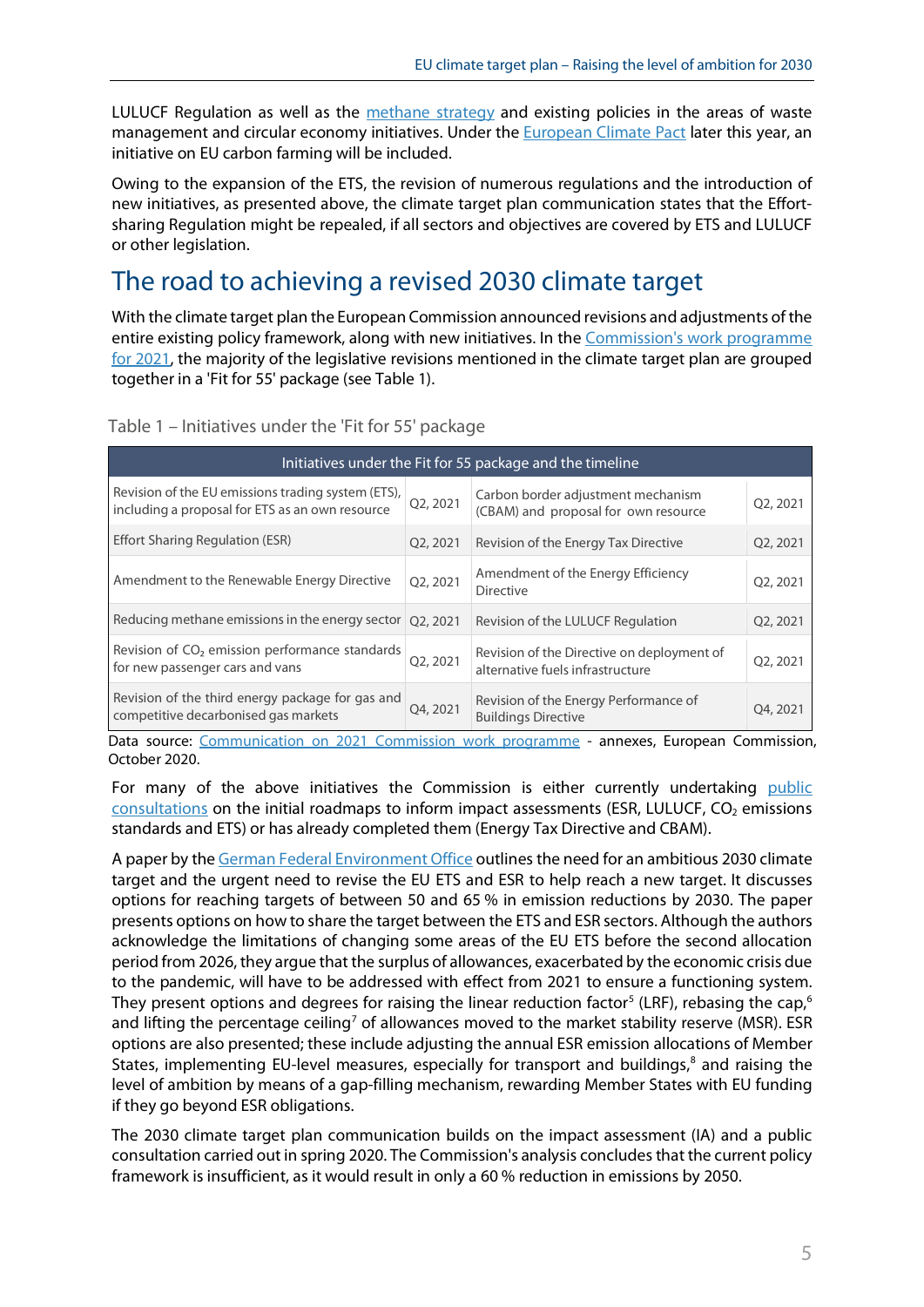LULUCF Regulation as well as the methane strategy and existing policies in the areas of waste management and circular economy initiatives. Under the European Climate Pact later this year, an initiative on EU carbon farming will be included.

Owing to the expansion of the ETS, the revision of numerous regulations and the introduction of new initiatives, as presented above, the climate target plan communication states that the Effort-sharing Regulation might be repealed, if all sectors and objectives are covered by ETS and LULUCF or other legislation.

# The road to achieving a revised 2030 climate target

With the climate target plan the European Commission announced revisions and adjustments of the entire existing policy framework, along with new initiatives. In the Commission's work programme for 2021, the majority of the legislative revisions mentioned in the climate target plan are grouped together in a 'Fit for 55' package (see Table 1).

Table 1 – Initiatives under the 'Fit for 55' package

| Initiatives under the Fit for 55 package and the timeline | | | |
|---|---|---|---|
| Revision of the EU emissions trading system (ETS), including a proposal for ETS as an own resource | Q2, 2021 | Carbon border adjustment mechanism (CBAM) and proposal for own resource | Q2, 2021 |
| Effort Sharing Regulation (ESR) | Q2, 2021 | Revision of the Energy Tax Directive | Q2, 2021 |
| Amendment to the Renewable Energy Directive | Q2, 2021 | Amendment of the Energy Efficiency Directive | Q2, 2021 |
| Reducing methane emissions in the energy sector | Q2, 2021 | Revision of the LULUCF Regulation | Q2, 2021 |
| Revision of $CO_2$ emission performance standards for new passenger cars and vans | Q2, 2021 | Revision of the Directive on deployment of alternative fuels infrastructure | Q2, 2021 |
| Revision of the third energy package for gas and competitive decarbonised gas markets | Q4, 2021 | Revision of the Energy Performance of Buildings Directive | Q4, 2021 |

Data source: Communication on 2021 Commission work programme - annexes, European Commission, October 2020.

For many of the above initiatives the Commission is either currently undertaking public consultations on the initial roadmaps to inform impact assessments (ESR, LULUCF, $CO_2$ emissions standards and ETS) or has already completed them (Energy Tax Directive and CBAM).

A paper by the German Federal Environment Office outlines the need for an ambitious 2030 climate target and the urgent need to revise the EU ETS and ESR to help reach a new target. It discusses options for reaching targets of between 50 and 65 % in emission reductions by 2030. The paper presents options on how to share the target between the ETS and ESR sectors. Although the authors acknowledge the limitations of changing some areas of the EU ETS before the second allocation period from 2026, they argue that the surplus of allowances, exacerbated by the economic crisis due to the pandemic, will have to be addressed with effect from 2021 to ensure a functioning system. They present options and degrees for raising the linear reduction factor[5] (LRF), rebasing the cap,[6] and lifting the percentage ceiling[7] of allowances moved to the market stability reserve (MSR). ESR options are also presented; these include adjusting the annual ESR emission allocations of Member States, implementing EU-level measures, especially for transport and buildings,[8] and raising the level of ambition by means of a gap-filling mechanism, rewarding Member States with EU funding if they go beyond ESR obligations.

The 2030 climate target plan communication builds on the impact assessment (IA) and a public consultation carried out in spring 2020. The Commission's analysis concludes that the current policy framework is insufficient, as it would result in only a 60 % reduction in emissions by 2050.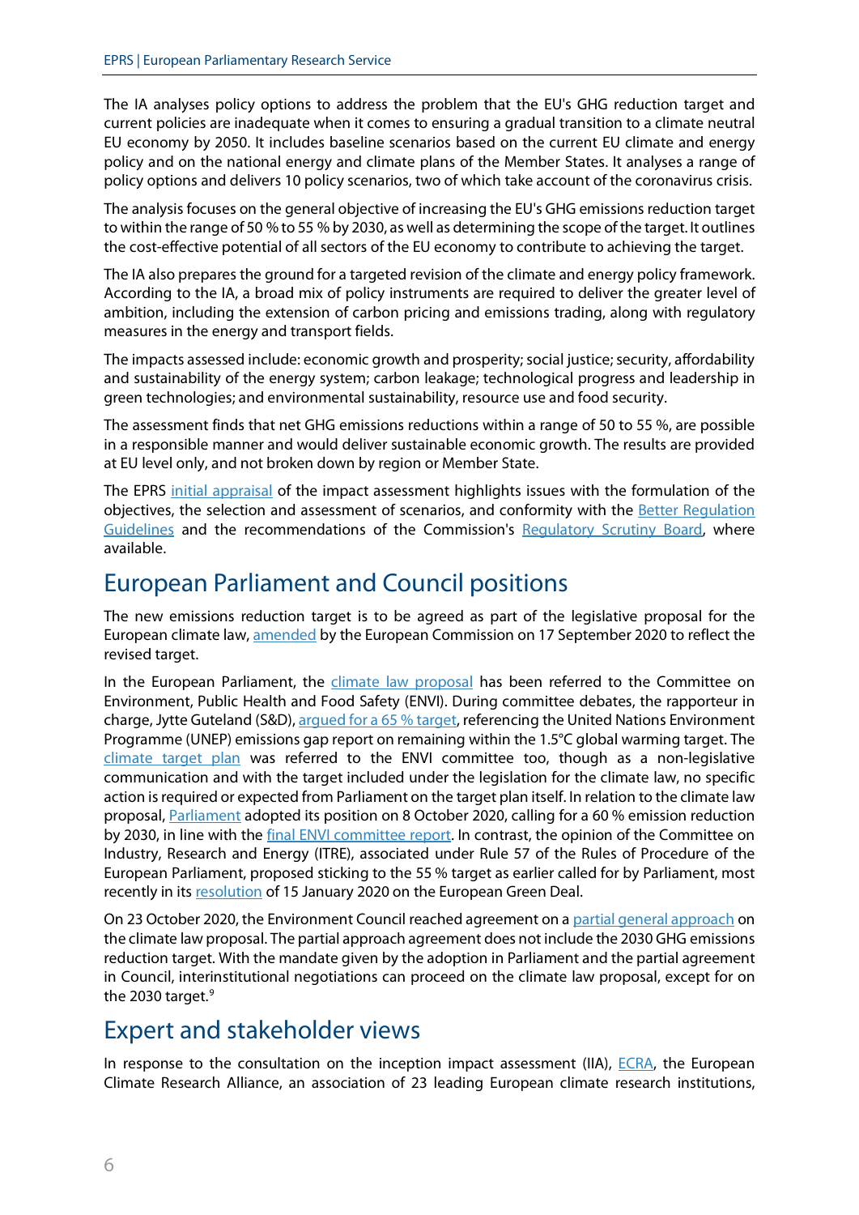The IA analyses policy options to address the problem that the EU's GHG reduction target and current policies are inadequate when it comes to ensuring a gradual transition to a climate neutral EU economy by 2050. It includes baseline scenarios based on the current EU climate and energy policy and on the national energy and climate plans of the Member States. It analyses a range of policy options and delivers 10 policy scenarios, two of which take account of the coronavirus crisis.

The analysis focuses on the general objective of increasing the EU's GHG emissions reduction target to within the range of 50 % to 55 % by 2030, as well as determining the scope of the target. It outlines the cost-effective potential of all sectors of the EU economy to contribute to achieving the target.

The IA also prepares the ground for a targeted revision of the climate and energy policy framework. According to the IA, a broad mix of policy instruments are required to deliver the greater level of ambition, including the extension of carbon pricing and emissions trading, along with regulatory measures in the energy and transport fields.

The impacts assessed include: economic growth and prosperity; social justice; security, affordability and sustainability of the energy system; carbon leakage; technological progress and leadership in green technologies; and environmental sustainability, resource use and food security.

The assessment finds that net GHG emissions reductions within a range of 50 to 55 %, are possible in a responsible manner and would deliver sustainable economic growth. The results are provided at EU level only, and not broken down by region or Member State.

The EPRS initial appraisal of the impact assessment highlights issues with the formulation of the objectives, the selection and assessment of scenarios, and conformity with the Better Regulation Guidelines and the recommendations of the Commission's Regulatory Scrutiny Board, where available.

## European Parliament and Council positions

The new emissions reduction target is to be agreed as part of the legislative proposal for the European climate law, amended by the European Commission on 17 September 2020 to reflect the revised target.

In the European Parliament, the climate law proposal has been referred to the Committee on Environment, Public Health and Food Safety (ENVI). During committee debates, the rapporteur in charge, Jytte Guteland (S&D), argued for a 65 % target, referencing the United Nations Environment Programme (UNEP) emissions gap report on remaining within the 1.5°C global warming target. The climate target plan was referred to the ENVI committee too, though as a non-legislative communication and with the target included under the legislation for the climate law, no specific action is required or expected from Parliament on the target plan itself. In relation to the climate law proposal, Parliament adopted its position on 8 October 2020, calling for a 60 % emission reduction by 2030, in line with the final ENVI committee report. In contrast, the opinion of the Committee on Industry, Research and Energy (ITRE), associated under Rule 57 of the Rules of Procedure of the European Parliament, proposed sticking to the 55 % target as earlier called for by Parliament, most recently in its resolution of 15 January 2020 on the European Green Deal.

On 23 October 2020, the Environment Council reached agreement on a partial general approach on the climate law proposal. The partial approach agreement does not include the 2030 GHG emissions reduction target. With the mandate given by the adoption in Parliament and the partial agreement in Council, interinstitutional negotiations can proceed on the climate law proposal, except for on the 2030 target.[9]

## Expert and stakeholder views

In response to the consultation on the inception impact assessment (IIA), ECRA, the European Climate Research Alliance, an association of 23 leading European climate research institutions,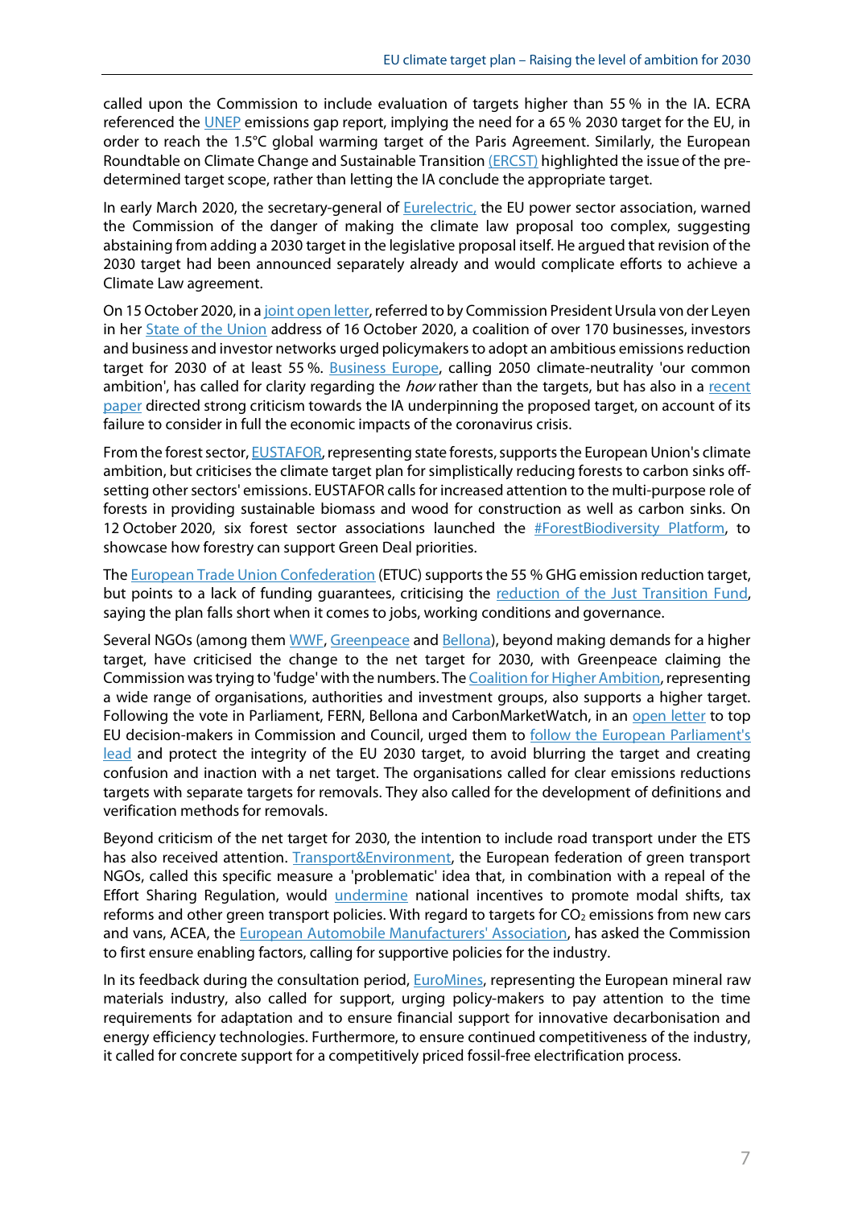called upon the Commission to include evaluation of targets higher than 55 % in the IA. ECRA referenced the UNEP emissions gap report, implying the need for a 65 % 2030 target for the EU, in order to reach the 1.5°C global warming target of the Paris Agreement. Similarly, the European Roundtable on Climate Change and Sustainable Transition (ERCST) highlighted the issue of the pre-determined target scope, rather than letting the IA conclude the appropriate target.

In early March 2020, the secretary-general of Eurelectric, the EU power sector association, warned the Commission of the danger of making the climate law proposal too complex, suggesting abstaining from adding a 2030 target in the legislative proposal itself. He argued that revision of the 2030 target had been announced separately already and would complicate efforts to achieve a Climate Law agreement.

On 15 October 2020, in a joint open letter, referred to by Commission President Ursula von der Leyen in her State of the Union address of 16 October 2020, a coalition of over 170 businesses, investors and business and investor networks urged policymakers to adopt an ambitious emissions reduction target for 2030 of at least 55 %. Business Europe, calling 2050 climate-neutrality 'our common ambition', has called for clarity regarding the *how* rather than the targets, but has also in a recent paper directed strong criticism towards the IA underpinning the proposed target, on account of its failure to consider in full the economic impacts of the coronavirus crisis.

From the forest sector, EUSTAFOR, representing state forests, supports the European Union's climate ambition, but criticises the climate target plan for simplistically reducing forests to carbon sinks off-setting other sectors' emissions. EUSTAFOR calls for increased attention to the multi-purpose role of forests in providing sustainable biomass and wood for construction as well as carbon sinks. On 12 October 2020, six forest sector associations launched the #ForestBiodiversity Platform, to showcase how forestry can support Green Deal priorities.

The European Trade Union Confederation (ETUC) supports the 55 % GHG emission reduction target, but points to a lack of funding guarantees, criticising the reduction of the Just Transition Fund, saying the plan falls short when it comes to jobs, working conditions and governance.

Several NGOs (among them WWF, Greenpeace and Bellona), beyond making demands for a higher target, have criticised the change to the net target for 2030, with Greenpeace claiming the Commission was trying to 'fudge' with the numbers. The Coalition for Higher Ambition, representing a wide range of organisations, authorities and investment groups, also supports a higher target. Following the vote in Parliament, FERN, Bellona and CarbonMarketWatch, in an open letter to top EU decision-makers in Commission and Council, urged them to follow the European Parliament's lead and protect the integrity of the EU 2030 target, to avoid blurring the target and creating confusion and inaction with a net target. The organisations called for clear emissions reductions targets with separate targets for removals. They also called for the development of definitions and verification methods for removals.

Beyond criticism of the net target for 2030, the intention to include road transport under the ETS has also received attention. Transport&Environment, the European federation of green transport NGOs, called this specific measure a 'problematic' idea that, in combination with a repeal of the Effort Sharing Regulation, would undermine national incentives to promote modal shifts, tax reforms and other green transport policies. With regard to targets for $CO_2$ emissions from new cars and vans, ACEA, the European Automobile Manufacturers' Association, has asked the Commission to first ensure enabling factors, calling for supportive policies for the industry.

In its feedback during the consultation period, EuroMines, representing the European mineral raw materials industry, also called for support, urging policy-makers to pay attention to the time requirements for adaptation and to ensure financial support for innovative decarbonisation and energy efficiency technologies. Furthermore, to ensure continued competitiveness of the industry, it called for concrete support for a competitively priced fossil-free electrification process.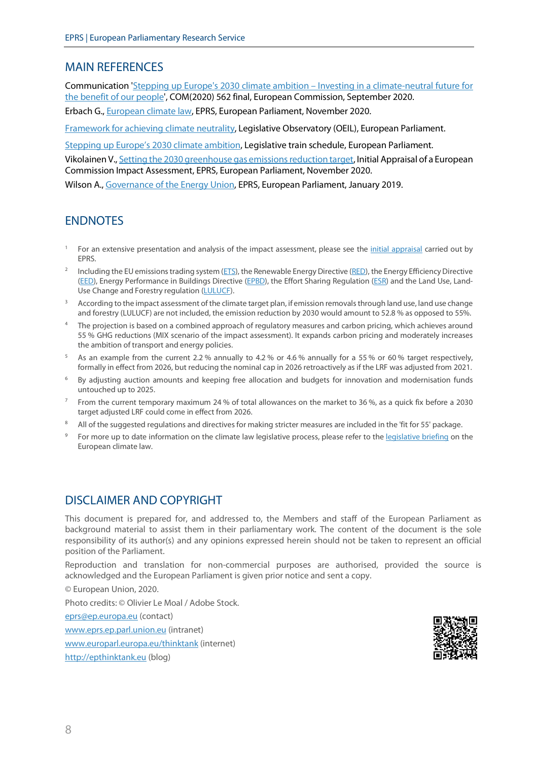## MAIN REFERENCES

Communication 'Stepping up Europe's 2030 climate ambition – Investing in a climate-neutral future for the benefit of our people', COM(2020) 562 final, European Commission, September 2020.

Erbach G., European climate law, EPRS, European Parliament, November 2020.

Framework for achieving climate neutrality, Legislative Observatory (OEIL), European Parliament.

Stepping up Europe's 2030 climate ambition, Legislative train schedule, European Parliament.

Vikolainen V., Setting the 2030 greenhouse gas emissions reduction target, Initial Appraisal of a European Commission Impact Assessment, EPRS, European Parliament, November 2020.

Wilson A., Governance of the Energy Union, EPRS, European Parliament, January 2019.

## ENDNOTES

[1] For an extensive presentation and analysis of the impact assessment, please see the initial appraisal carried out by EPRS.

[2] Including the EU emissions trading system (ETS), the Renewable Energy Directive (RED), the Energy Efficiency Directive (EED), Energy Performance in Buildings Directive (EPBD), the Effort Sharing Regulation (ESR) and the Land Use, Land-Use Change and Forestry regulation (LULUCF).

[3] According to the impact assessment of the climate target plan, if emission removals through land use, land use change and forestry (LULUCF) are not included, the emission reduction by 2030 would amount to 52.8 % as opposed to 55%.

[4] The projection is based on a combined approach of regulatory measures and carbon pricing, which achieves around 55 % GHG reductions (MIX scenario of the impact assessment). It expands carbon pricing and moderately increases the ambition of transport and energy policies.

[5] As an example from the current 2.2 % annually to 4.2 % or 4.6 % annually for a 55 % or 60 % target respectively, formally in effect from 2026, but reducing the nominal cap in 2026 retroactively as if the LRF was adjusted from 2021.

[6] By adjusting auction amounts and keeping free allocation and budgets for innovation and modernisation funds untouched up to 2025.

[7] From the current temporary maximum 24 % of total allowances on the market to 36 %, as a quick fix before a 2030 target adjusted LRF could come in effect from 2026.

[8] All of the suggested regulations and directives for making stricter measures are included in the 'fit for 55' package.

[9] For more up to date information on the climate law legislative process, please refer to the legislative briefing on the European climate law.

## DISCLAIMER AND COPYRIGHT

This document is prepared for, and addressed to, the Members and staff of the European Parliament as background material to assist them in their parliamentary work. The content of the document is the sole responsibility of its author(s) and any opinions expressed herein should not be taken to represent an official position of the Parliament.

Reproduction and translation for non-commercial purposes are authorised, provided the source is acknowledged and the European Parliament is given prior notice and sent a copy.

© European Union, 2020.

Photo credits: © Olivier Le Moal / Adobe Stock.

eprs@ep.europa.eu (contact)

www.eprs.ep.parl.union.eu (intranet)

www.europarl.europa.eu/thinktank (internet)

http://epthinktank.eu (blog)